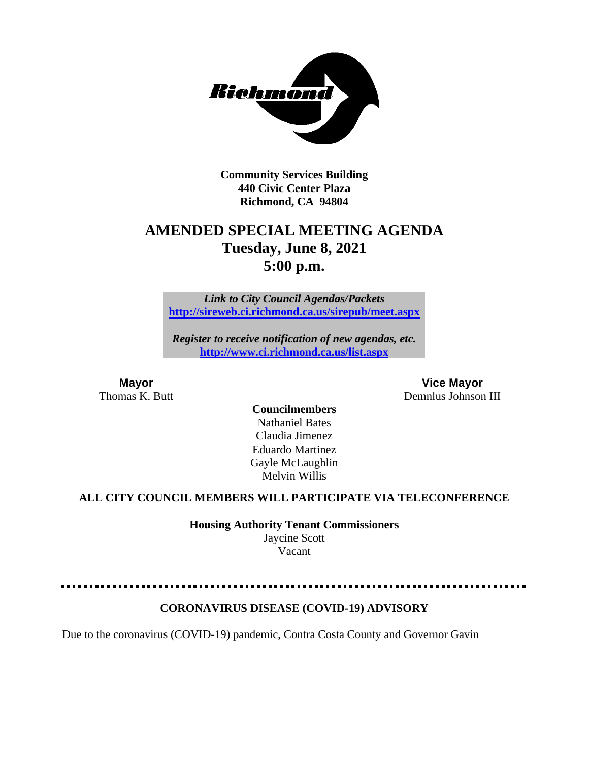**Community Services Building**
**440 Civic Center Plaza**
**Richmond, CA 94804**

# AMENDED SPECIAL MEETING AGENDA
## Tuesday, June 8, 2021
## 5:00 p.m.

***Link to City Council Agendas/Packets***
**http://sireweb.ci.richmond.ca.us/sirepub/meet.aspx**

***Register to receive notification of new agendas, etc.***
**http://www.ci.richmond.ca.us/list.aspx**

**Mayor**
Thomas K. Butt

**Vice Mayor**
Demnlus Johnson III

**Councilmembers**
Nathaniel Bates
Claudia Jimenez
Eduardo Martinez
Gayle McLaughlin
Melvin Willis

**ALL CITY COUNCIL MEMBERS WILL PARTICIPATE VIA TELECONFERENCE**

**Housing Authority Tenant Commissioners**
Jaycine Scott
Vacant

---

**CORONAVIRUS DISEASE (COVID-19) ADVISORY**

Due to the coronavirus (COVID-19) pandemic, Contra Costa County and Governor Gavin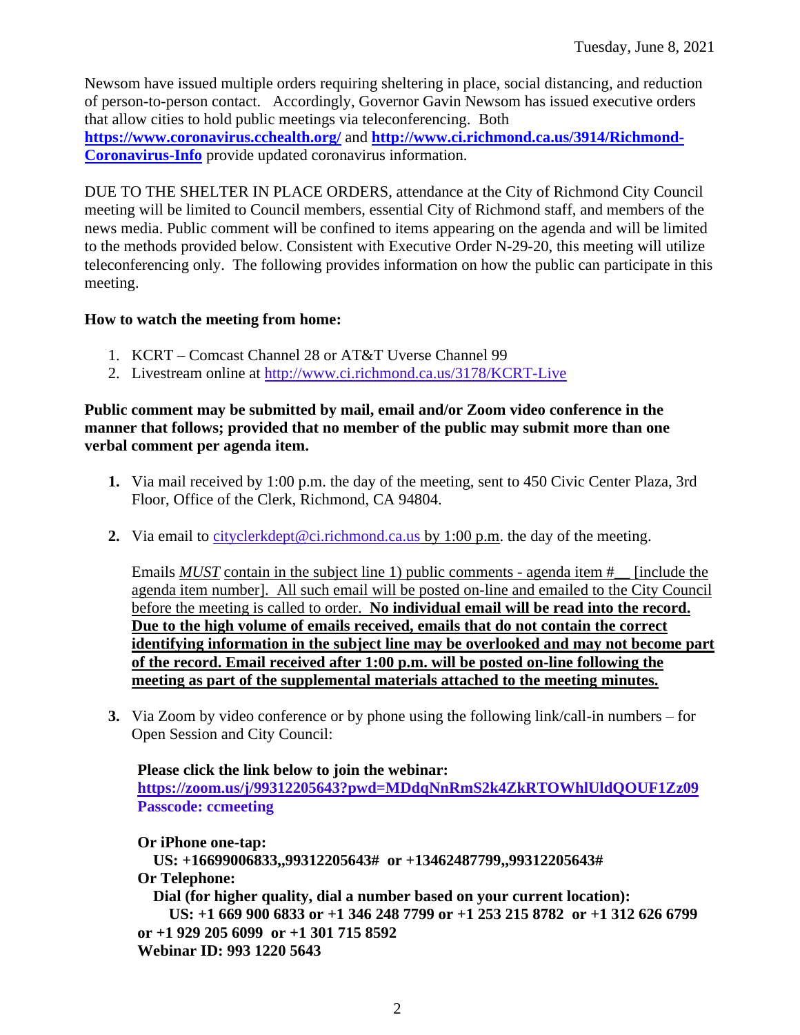Newsom have issued multiple orders requiring sheltering in place, social distancing, and reduction of person-to-person contact. Accordingly, Governor Gavin Newsom has issued executive orders that allow cities to hold public meetings via teleconferencing. Both **https://www.coronavirus.cchealth.org/** and **http://www.ci.richmond.ca.us/3914/Richmond-Coronavirus-Info** provide updated coronavirus information.

DUE TO THE SHELTER IN PLACE ORDERS, attendance at the City of Richmond City Council meeting will be limited to Council members, essential City of Richmond staff, and members of the news media. Public comment will be confined to items appearing on the agenda and will be limited to the methods provided below. Consistent with Executive Order N-29-20, this meeting will utilize teleconferencing only. The following provides information on how the public can participate in this meeting.

**How to watch the meeting from home:**

1. KCRT – Comcast Channel 28 or AT&T Uverse Channel 99
2. Livestream online at http://www.ci.richmond.ca.us/3178/KCRT-Live

**Public comment may be submitted by mail, email and/or Zoom video conference in the manner that follows; provided that no member of the public may submit more than one verbal comment per agenda item.**

1. Via mail received by 1:00 p.m. the day of the meeting, sent to 450 Civic Center Plaza, 3rd Floor, Office of the Clerk, Richmond, CA 94804.

2. Via email to cityclerkdept@ci.richmond.ca.us by 1:00 p.m. the day of the meeting.

   Emails *MUST* contain in the subject line 1) public comments - agenda item #__ [include the agenda item number]. All such email will be posted on-line and emailed to the City Council before the meeting is called to order. **No individual email will be read into the record. Due to the high volume of emails received, emails that do not contain the correct identifying information in the subject line may be overlooked and may not become part of the record. Email received after 1:00 p.m. will be posted on-line following the meeting as part of the supplemental materials attached to the meeting minutes.**

3. Via Zoom by video conference or by phone using the following link/call-in numbers – for Open Session and City Council:

   **Please click the link below to join the webinar:**
   **https://zoom.us/j/99312205643?pwd=MDdqNnRmS2k4ZkRTOWhlUldQOUF1Zz09**
   **Passcode: ccmeeting**

   **Or iPhone one-tap:**
   **US: +16699006833,,99312205643# or +13462487799,,99312205643#**
   **Or Telephone:**
   **Dial (for higher quality, dial a number based on your current location):**
   **US: +1 669 900 6833 or +1 346 248 7799 or +1 253 215 8782 or +1 312 626 6799 or +1 929 205 6099 or +1 301 715 8592**
   **Webinar ID: 993 1220 5643**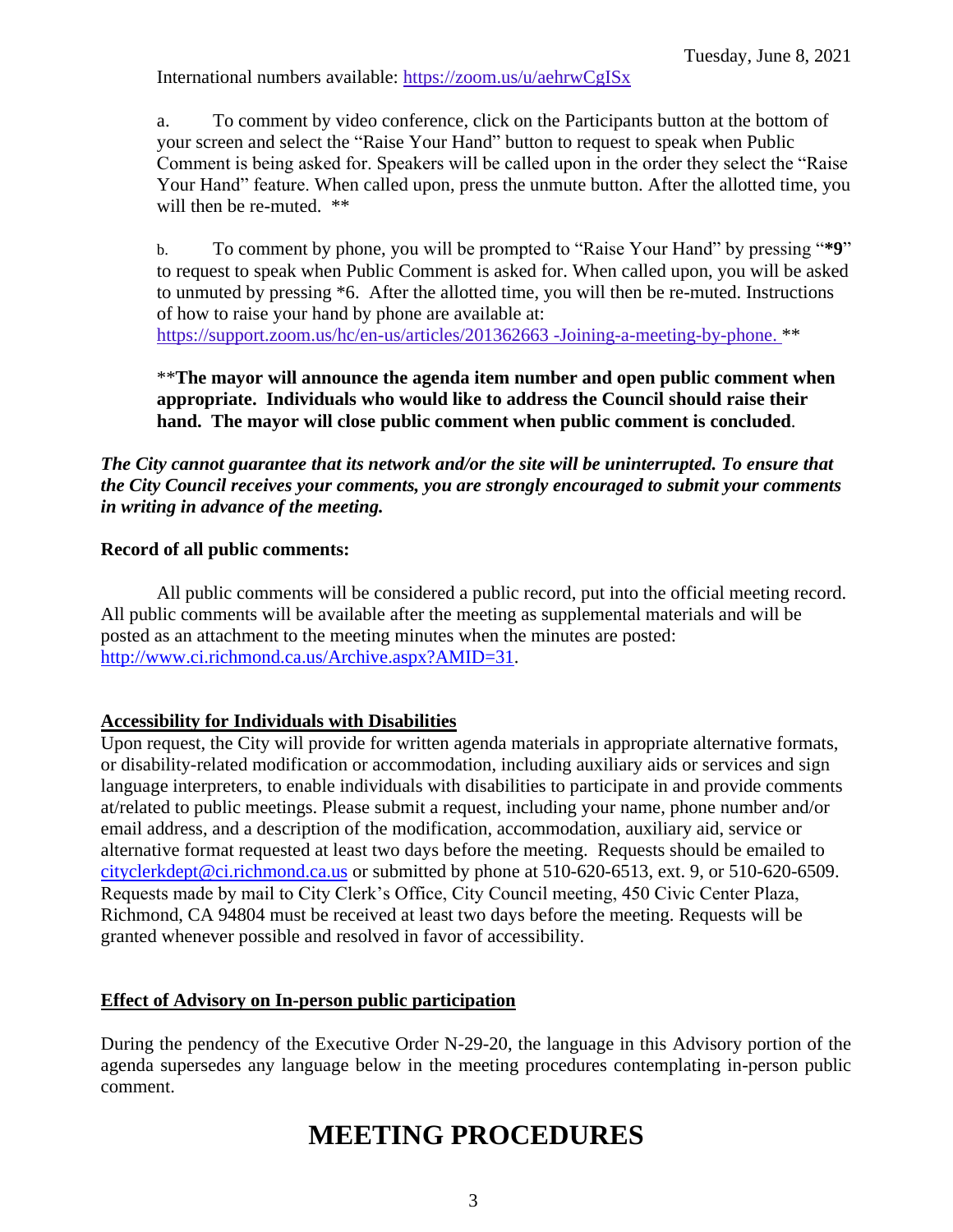International numbers available: https://zoom.us/u/aehrwCgISx

a. To comment by video conference, click on the Participants button at the bottom of your screen and select the "Raise Your Hand" button to request to speak when Public Comment is being asked for. Speakers will be called upon in the order they select the "Raise Your Hand" feature. When called upon, press the unmute button. After the allotted time, you will then be re-muted. **

b. To comment by phone, you will be prompted to "Raise Your Hand" by pressing "***9**" to request to speak when Public Comment is asked for. When called upon, you will be asked to unmuted by pressing *6. After the allotted time, you will then be re-muted. Instructions of how to raise your hand by phone are available at: https://support.zoom.us/hc/en-us/articles/201362663 -Joining-a-meeting-by-phone. **

****The mayor will announce the agenda item number and open public comment when appropriate. Individuals who would like to address the Council should raise their hand. The mayor will close public comment when public comment is concluded**.

***The City cannot guarantee that its network and/or the site will be uninterrupted. To ensure that the City Council receives your comments, you are strongly encouraged to submit your comments in writing in advance of the meeting.***

**Record of all public comments:**

All public comments will be considered a public record, put into the official meeting record. All public comments will be available after the meeting as supplemental materials and will be posted as an attachment to the meeting minutes when the minutes are posted: http://www.ci.richmond.ca.us/Archive.aspx?AMID=31.

**Accessibility for Individuals with Disabilities**

Upon request, the City will provide for written agenda materials in appropriate alternative formats, or disability-related modification or accommodation, including auxiliary aids or services and sign language interpreters, to enable individuals with disabilities to participate in and provide comments at/related to public meetings. Please submit a request, including your name, phone number and/or email address, and a description of the modification, accommodation, auxiliary aid, service or alternative format requested at least two days before the meeting. Requests should be emailed to cityclerkdept@ci.richmond.ca.us or submitted by phone at 510-620-6513, ext. 9, or 510-620-6509. Requests made by mail to City Clerk's Office, City Council meeting, 450 Civic Center Plaza, Richmond, CA 94804 must be received at least two days before the meeting. Requests will be granted whenever possible and resolved in favor of accessibility.

**Effect of Advisory on In-person public participation**

During the pendency of the Executive Order N-29-20, the language in this Advisory portion of the agenda supersedes any language below in the meeting procedures contemplating in-person public comment.

# MEETING PROCEDURES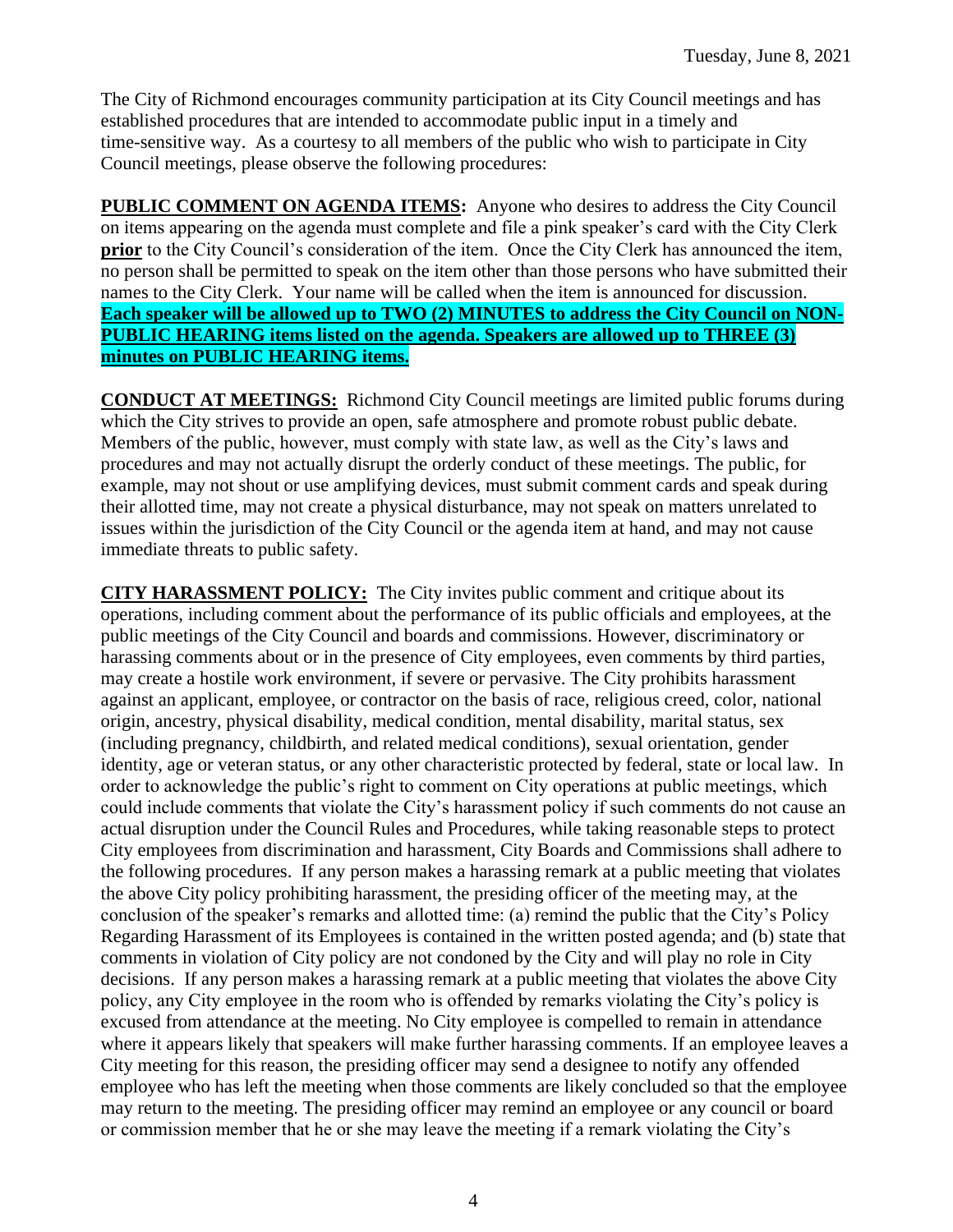The City of Richmond encourages community participation at its City Council meetings and has established procedures that are intended to accommodate public input in a timely and time-sensitive way. As a courtesy to all members of the public who wish to participate in City Council meetings, please observe the following procedures:

**PUBLIC COMMENT ON AGENDA ITEMS:** Anyone who desires to address the City Council on items appearing on the agenda must complete and file a pink speaker's card with the City Clerk **prior** to the City Council's consideration of the item. Once the City Clerk has announced the item, no person shall be permitted to speak on the item other than those persons who have submitted their names to the City Clerk. Your name will be called when the item is announced for discussion. **Each speaker will be allowed up to TWO (2) MINUTES to address the City Council on NON-PUBLIC HEARING items listed on the agenda. Speakers are allowed up to THREE (3) minutes on PUBLIC HEARING items.**

**CONDUCT AT MEETINGS:** Richmond City Council meetings are limited public forums during which the City strives to provide an open, safe atmosphere and promote robust public debate. Members of the public, however, must comply with state law, as well as the City's laws and procedures and may not actually disrupt the orderly conduct of these meetings. The public, for example, may not shout or use amplifying devices, must submit comment cards and speak during their allotted time, may not create a physical disturbance, may not speak on matters unrelated to issues within the jurisdiction of the City Council or the agenda item at hand, and may not cause immediate threats to public safety.

**CITY HARASSMENT POLICY:** The City invites public comment and critique about its operations, including comment about the performance of its public officials and employees, at the public meetings of the City Council and boards and commissions. However, discriminatory or harassing comments about or in the presence of City employees, even comments by third parties, may create a hostile work environment, if severe or pervasive. The City prohibits harassment against an applicant, employee, or contractor on the basis of race, religious creed, color, national origin, ancestry, physical disability, medical condition, mental disability, marital status, sex (including pregnancy, childbirth, and related medical conditions), sexual orientation, gender identity, age or veteran status, or any other characteristic protected by federal, state or local law. In order to acknowledge the public's right to comment on City operations at public meetings, which could include comments that violate the City's harassment policy if such comments do not cause an actual disruption under the Council Rules and Procedures, while taking reasonable steps to protect City employees from discrimination and harassment, City Boards and Commissions shall adhere to the following procedures. If any person makes a harassing remark at a public meeting that violates the above City policy prohibiting harassment, the presiding officer of the meeting may, at the conclusion of the speaker's remarks and allotted time: (a) remind the public that the City's Policy Regarding Harassment of its Employees is contained in the written posted agenda; and (b) state that comments in violation of City policy are not condoned by the City and will play no role in City decisions. If any person makes a harassing remark at a public meeting that violates the above City policy, any City employee in the room who is offended by remarks violating the City's policy is excused from attendance at the meeting. No City employee is compelled to remain in attendance where it appears likely that speakers will make further harassing comments. If an employee leaves a City meeting for this reason, the presiding officer may send a designee to notify any offended employee who has left the meeting when those comments are likely concluded so that the employee may return to the meeting. The presiding officer may remind an employee or any council or board or commission member that he or she may leave the meeting if a remark violating the City's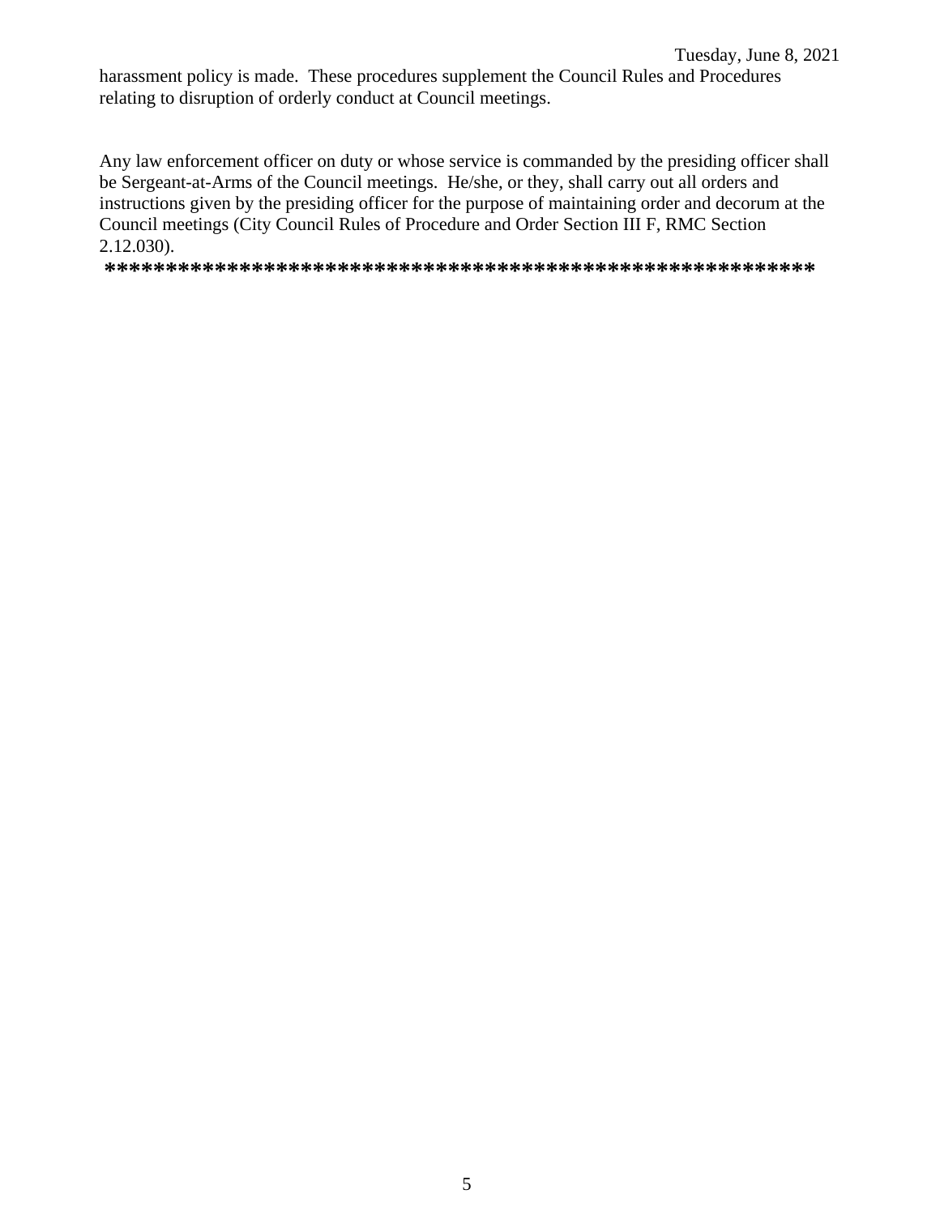harassment policy is made. These procedures supplement the Council Rules and Procedures relating to disruption of orderly conduct at Council meetings.

Any law enforcement officer on duty or whose service is commanded by the presiding officer shall be Sergeant-at-Arms of the Council meetings. He/she, or they, shall carry out all orders and instructions given by the presiding officer for the purpose of maintaining order and decorum at the Council meetings (City Council Rules of Procedure and Order Section III F, RMC Section 2.12.030).

**\*\*\*\*\*\*\*\*\*\*\*\*\*\*\*\*\*\*\*\*\*\*\*\*\*\*\*\*\*\*\*\*\*\*\*\*\*\*\*\*\*\*\*\*\*\*\*\*\*\*\*\*\*\*\*\*\*\***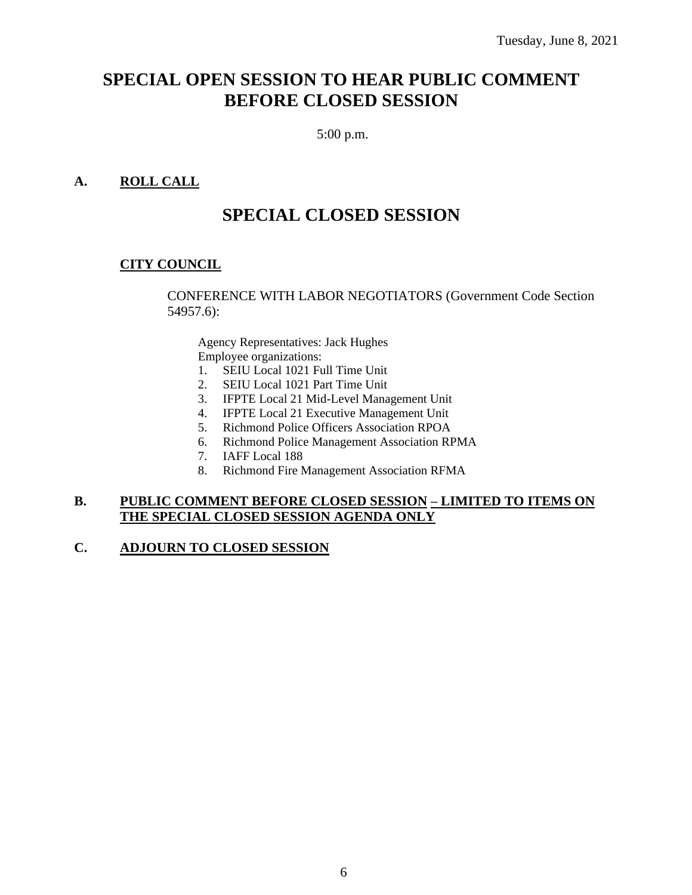Tuesday, June 8, 2021

# SPECIAL OPEN SESSION TO HEAR PUBLIC COMMENT BEFORE CLOSED SESSION

5:00 p.m.

**A. ROLL CALL**

# SPECIAL CLOSED SESSION

**CITY COUNCIL**

CONFERENCE WITH LABOR NEGOTIATORS (Government Code Section 54957.6):

Agency Representatives: Jack Hughes
Employee organizations:

1. SEIU Local 1021 Full Time Unit
2. SEIU Local 1021 Part Time Unit
3. IFPTE Local 21 Mid-Level Management Unit
4. IFPTE Local 21 Executive Management Unit
5. Richmond Police Officers Association RPOA
6. Richmond Police Management Association RPMA
7. IAFF Local 188
8. Richmond Fire Management Association RFMA

**B. PUBLIC COMMENT BEFORE CLOSED SESSION – LIMITED TO ITEMS ON THE SPECIAL CLOSED SESSION AGENDA ONLY**

**C. ADJOURN TO CLOSED SESSION**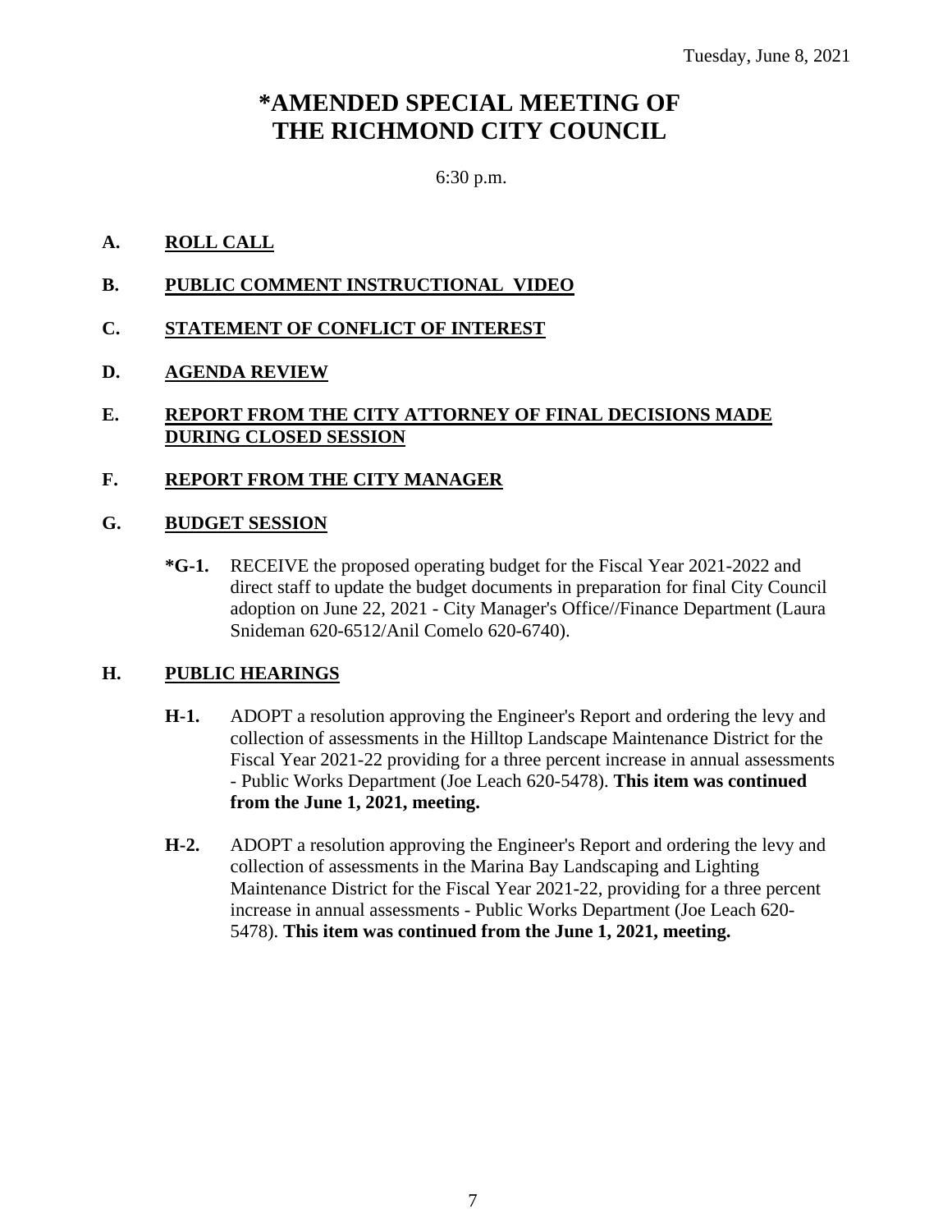Tuesday, June 8, 2021

# *AMENDED SPECIAL MEETING OF THE RICHMOND CITY COUNCIL

6:30 p.m.

**A. ROLL CALL**

**B. PUBLIC COMMENT INSTRUCTIONAL VIDEO**

**C. STATEMENT OF CONFLICT OF INTEREST**

**D. AGENDA REVIEW**

**E. REPORT FROM THE CITY ATTORNEY OF FINAL DECISIONS MADE DURING CLOSED SESSION**

**F. REPORT FROM THE CITY MANAGER**

**G. BUDGET SESSION**

**\*G-1.** RECEIVE the proposed operating budget for the Fiscal Year 2021-2022 and direct staff to update the budget documents in preparation for final City Council adoption on June 22, 2021 - City Manager's Office//Finance Department (Laura Snideman 620-6512/Anil Comelo 620-6740).

**H. PUBLIC HEARINGS**

**H-1.** ADOPT a resolution approving the Engineer's Report and ordering the levy and collection of assessments in the Hilltop Landscape Maintenance District for the Fiscal Year 2021-22 providing for a three percent increase in annual assessments - Public Works Department (Joe Leach 620-5478). **This item was continued from the June 1, 2021, meeting.**

**H-2.** ADOPT a resolution approving the Engineer's Report and ordering the levy and collection of assessments in the Marina Bay Landscaping and Lighting Maintenance District for the Fiscal Year 2021-22, providing for a three percent increase in annual assessments - Public Works Department (Joe Leach 620-5478). **This item was continued from the June 1, 2021, meeting.**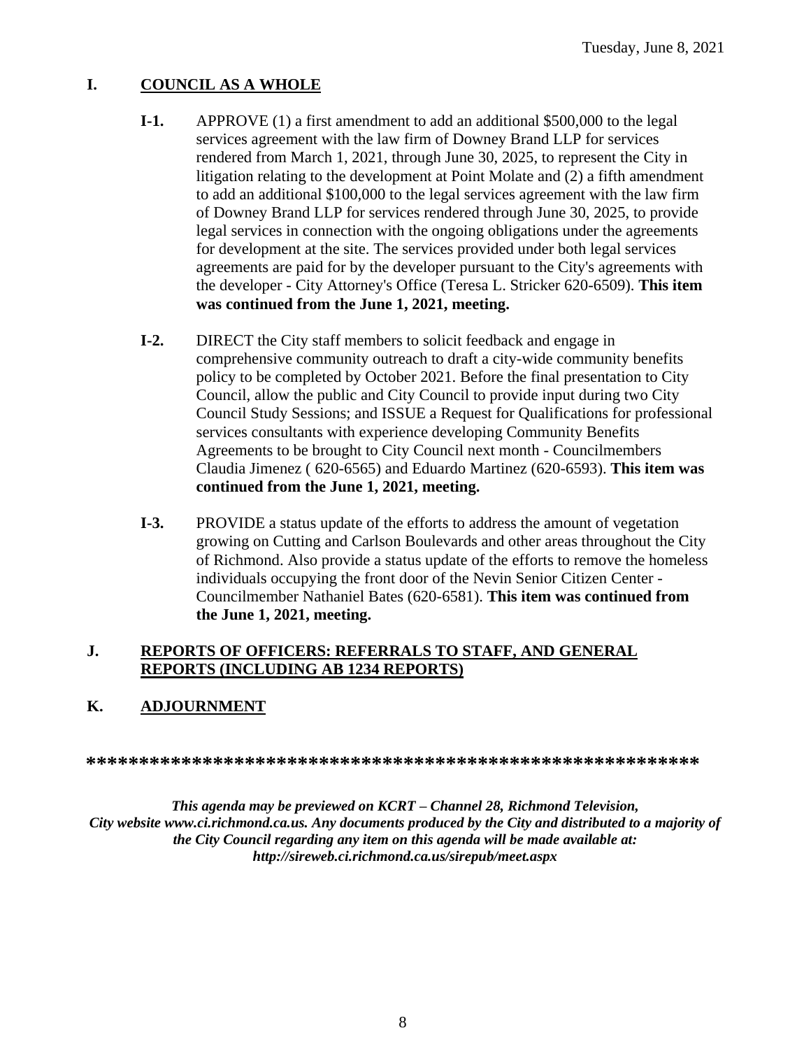## I. COUNCIL AS A WHOLE

**I-1.** APPROVE (1) a first amendment to add an additional $500,000 to the legal services agreement with the law firm of Downey Brand LLP for services rendered from March 1, 2021, through June 30, 2025, to represent the City in litigation relating to the development at Point Molate and (2) a fifth amendment to add an additional $100,000 to the legal services agreement with the law firm of Downey Brand LLP for services rendered through June 30, 2025, to provide legal services in connection with the ongoing obligations under the agreements for development at the site. The services provided under both legal services agreements are paid for by the developer pursuant to the City's agreements with the developer - City Attorney's Office (Teresa L. Stricker 620-6509). **This item was continued from the June 1, 2021, meeting.**

**I-2.** DIRECT the City staff members to solicit feedback and engage in comprehensive community outreach to draft a city-wide community benefits policy to be completed by October 2021. Before the final presentation to City Council, allow the public and City Council to provide input during two City Council Study Sessions; and ISSUE a Request for Qualifications for professional services consultants with experience developing Community Benefits Agreements to be brought to City Council next month - Councilmembers Claudia Jimenez ( 620-6565) and Eduardo Martinez (620-6593). **This item was continued from the June 1, 2021, meeting.**

**I-3.** PROVIDE a status update of the efforts to address the amount of vegetation growing on Cutting and Carlson Boulevards and other areas throughout the City of Richmond. Also provide a status update of the efforts to remove the homeless individuals occupying the front door of the Nevin Senior Citizen Center - Councilmember Nathaniel Bates (620-6581). **This item was continued from the June 1, 2021, meeting.**

## J. REPORTS OF OFFICERS: REFERRALS TO STAFF, AND GENERAL REPORTS (INCLUDING AB 1234 REPORTS)

## K. ADJOURNMENT

**********************************************************

***This agenda may be previewed on KCRT – Channel 28, Richmond Television, City website www.ci.richmond.ca.us. Any documents produced by the City and distributed to a majority of the City Council regarding any item on this agenda will be made available at: http://sireweb.ci.richmond.ca.us/sirepub/meet.aspx***